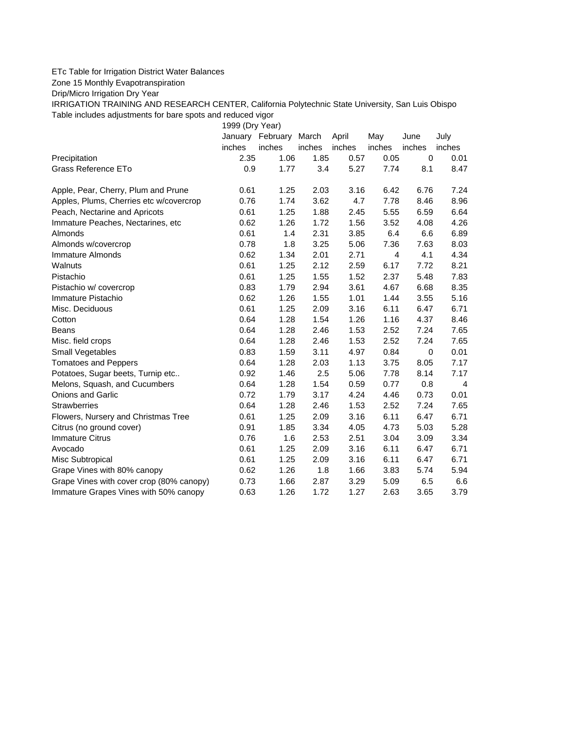ETc Table for Irrigation District Water Balances

Zone 15 Monthly Evapotranspiration

Drip/Micro Irrigation Dry Year

IRRIGATION TRAINING AND RESEARCH CENTER, California Polytechnic State University, San Luis Obispo

Table includes adjustments for bare spots and reduced vigor

| | 1999 (Dry Year) | | | | | | |
|---|---|---|---|---|---|---|---|
| | January | February | March | April | May | June | July |
| | inches | inches | inches | inches | inches | inches | inches |
| Precipitation | 2.35 | 1.06 | 1.85 | 0.57 | 0.05 | 0 | 0.01 |
| Grass Reference ETo | 0.9 | 1.77 | 3.4 | 5.27 | 7.74 | 8.1 | 8.47 |
| | | | | | | | |
| Apple, Pear, Cherry, Plum and Prune | 0.61 | 1.25 | 2.03 | 3.16 | 6.42 | 6.76 | 7.24 |
| Apples, Plums, Cherries etc w/covercrop | 0.76 | 1.74 | 3.62 | 4.7 | 7.78 | 8.46 | 8.96 |
| Peach, Nectarine and Apricots | 0.61 | 1.25 | 1.88 | 2.45 | 5.55 | 6.59 | 6.64 |
| Immature Peaches, Nectarines, etc | 0.62 | 1.26 | 1.72 | 1.56 | 3.52 | 4.08 | 4.26 |
| Almonds | 0.61 | 1.4 | 2.31 | 3.85 | 6.4 | 6.6 | 6.89 |
| Almonds w/covercrop | 0.78 | 1.8 | 3.25 | 5.06 | 7.36 | 7.63 | 8.03 |
| Immature Almonds | 0.62 | 1.34 | 2.01 | 2.71 | 4 | 4.1 | 4.34 |
| Walnuts | 0.61 | 1.25 | 2.12 | 2.59 | 6.17 | 7.72 | 8.21 |
| Pistachio | 0.61 | 1.25 | 1.55 | 1.52 | 2.37 | 5.48 | 7.83 |
| Pistachio w/ covercrop | 0.83 | 1.79 | 2.94 | 3.61 | 4.67 | 6.68 | 8.35 |
| Immature Pistachio | 0.62 | 1.26 | 1.55 | 1.01 | 1.44 | 3.55 | 5.16 |
| Misc. Deciduous | 0.61 | 1.25 | 2.09 | 3.16 | 6.11 | 6.47 | 6.71 |
| Cotton | 0.64 | 1.28 | 1.54 | 1.26 | 1.16 | 4.37 | 8.46 |
| Beans | 0.64 | 1.28 | 2.46 | 1.53 | 2.52 | 7.24 | 7.65 |
| Misc. field crops | 0.64 | 1.28 | 2.46 | 1.53 | 2.52 | 7.24 | 7.65 |
| Small Vegetables | 0.83 | 1.59 | 3.11 | 4.97 | 0.84 | 0 | 0.01 |
| Tomatoes and Peppers | 0.64 | 1.28 | 2.03 | 1.13 | 3.75 | 8.05 | 7.17 |
| Potatoes, Sugar beets, Turnip etc.. | 0.92 | 1.46 | 2.5 | 5.06 | 7.78 | 8.14 | 7.17 |
| Melons, Squash, and Cucumbers | 0.64 | 1.28 | 1.54 | 0.59 | 0.77 | 0.8 | 4 |
| Onions and Garlic | 0.72 | 1.79 | 3.17 | 4.24 | 4.46 | 0.73 | 0.01 |
| Strawberries | 0.64 | 1.28 | 2.46 | 1.53 | 2.52 | 7.24 | 7.65 |
| Flowers, Nursery and Christmas Tree | 0.61 | 1.25 | 2.09 | 3.16 | 6.11 | 6.47 | 6.71 |
| Citrus (no ground cover) | 0.91 | 1.85 | 3.34 | 4.05 | 4.73 | 5.03 | 5.28 |
| Immature Citrus | 0.76 | 1.6 | 2.53 | 2.51 | 3.04 | 3.09 | 3.34 |
| Avocado | 0.61 | 1.25 | 2.09 | 3.16 | 6.11 | 6.47 | 6.71 |
| Misc Subtropical | 0.61 | 1.25 | 2.09 | 3.16 | 6.11 | 6.47 | 6.71 |
| Grape Vines with 80% canopy | 0.62 | 1.26 | 1.8 | 1.66 | 3.83 | 5.74 | 5.94 |
| Grape Vines with cover crop (80% canopy) | 0.73 | 1.66 | 2.87 | 3.29 | 5.09 | 6.5 | 6.6 |
| Immature Grapes Vines with 50% canopy | 0.63 | 1.26 | 1.72 | 1.27 | 2.63 | 3.65 | 3.79 |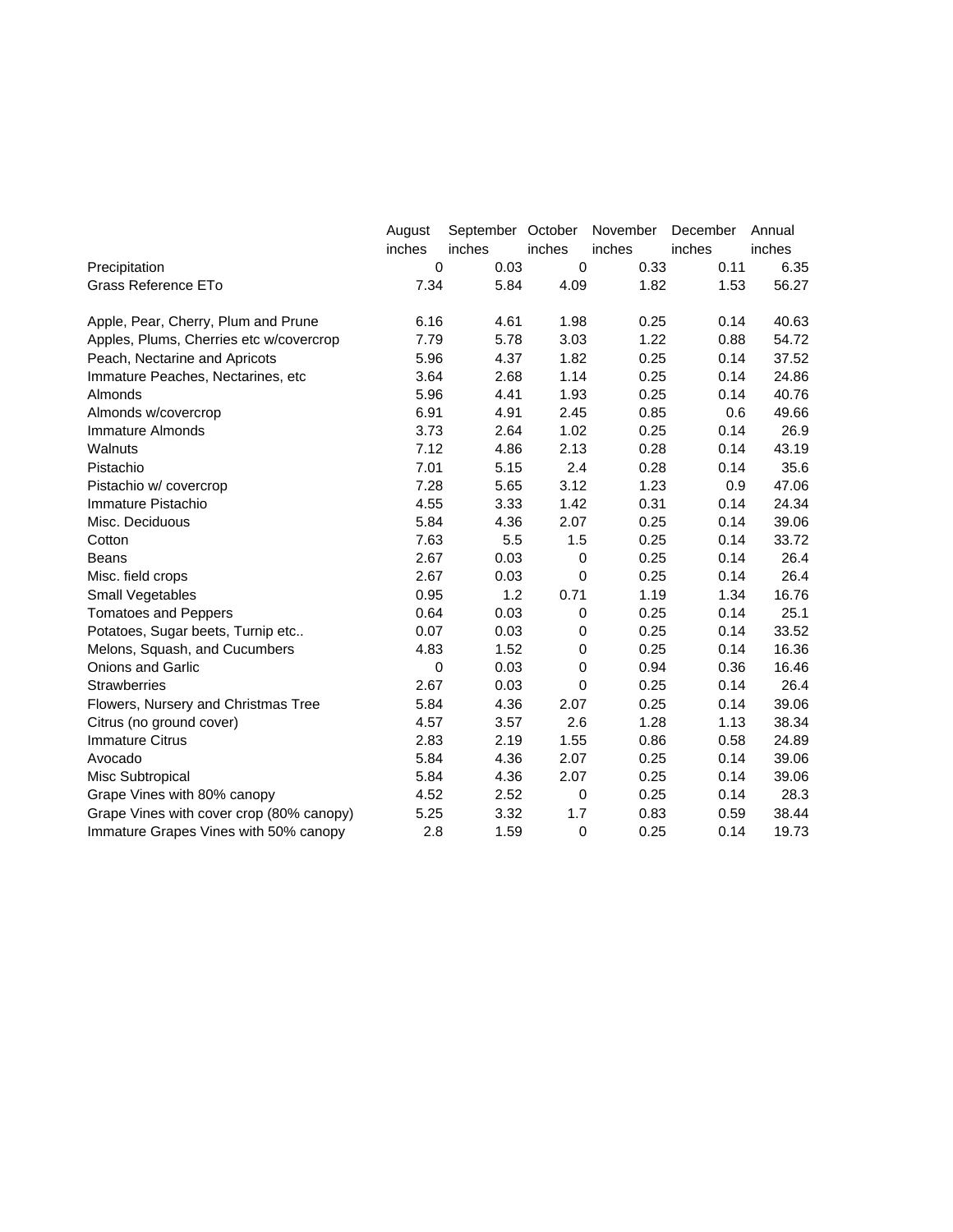| | August inches | September inches | October inches | November inches | December inches | Annual inches |
|---|---|---|---|---|---|---|
| Precipitation | 0 | 0.03 | 0 | 0.33 | 0.11 | 6.35 |
| Grass Reference ETo | 7.34 | 5.84 | 4.09 | 1.82 | 1.53 | 56.27 |
| | | | | | | |
| Apple, Pear, Cherry, Plum and Prune | 6.16 | 4.61 | 1.98 | 0.25 | 0.14 | 40.63 |
| Apples, Plums, Cherries etc w/covercrop | 7.79 | 5.78 | 3.03 | 1.22 | 0.88 | 54.72 |
| Peach, Nectarine and Apricots | 5.96 | 4.37 | 1.82 | 0.25 | 0.14 | 37.52 |
| Immature Peaches, Nectarines, etc | 3.64 | 2.68 | 1.14 | 0.25 | 0.14 | 24.86 |
| Almonds | 5.96 | 4.41 | 1.93 | 0.25 | 0.14 | 40.76 |
| Almonds w/covercrop | 6.91 | 4.91 | 2.45 | 0.85 | 0.6 | 49.66 |
| Immature Almonds | 3.73 | 2.64 | 1.02 | 0.25 | 0.14 | 26.9 |
| Walnuts | 7.12 | 4.86 | 2.13 | 0.28 | 0.14 | 43.19 |
| Pistachio | 7.01 | 5.15 | 2.4 | 0.28 | 0.14 | 35.6 |
| Pistachio w/ covercrop | 7.28 | 5.65 | 3.12 | 1.23 | 0.9 | 47.06 |
| Immature Pistachio | 4.55 | 3.33 | 1.42 | 0.31 | 0.14 | 24.34 |
| Misc. Deciduous | 5.84 | 4.36 | 2.07 | 0.25 | 0.14 | 39.06 |
| Cotton | 7.63 | 5.5 | 1.5 | 0.25 | 0.14 | 33.72 |
| Beans | 2.67 | 0.03 | 0 | 0.25 | 0.14 | 26.4 |
| Misc. field crops | 2.67 | 0.03 | 0 | 0.25 | 0.14 | 26.4 |
| Small Vegetables | 0.95 | 1.2 | 0.71 | 1.19 | 1.34 | 16.76 |
| Tomatoes and Peppers | 0.64 | 0.03 | 0 | 0.25 | 0.14 | 25.1 |
| Potatoes, Sugar beets, Turnip etc.. | 0.07 | 0.03 | 0 | 0.25 | 0.14 | 33.52 |
| Melons, Squash, and Cucumbers | 4.83 | 1.52 | 0 | 0.25 | 0.14 | 16.36 |
| Onions and Garlic | 0 | 0.03 | 0 | 0.94 | 0.36 | 16.46 |
| Strawberries | 2.67 | 0.03 | 0 | 0.25 | 0.14 | 26.4 |
| Flowers, Nursery and Christmas Tree | 5.84 | 4.36 | 2.07 | 0.25 | 0.14 | 39.06 |
| Citrus (no ground cover) | 4.57 | 3.57 | 2.6 | 1.28 | 1.13 | 38.34 |
| Immature Citrus | 2.83 | 2.19 | 1.55 | 0.86 | 0.58 | 24.89 |
| Avocado | 5.84 | 4.36 | 2.07 | 0.25 | 0.14 | 39.06 |
| Misc Subtropical | 5.84 | 4.36 | 2.07 | 0.25 | 0.14 | 39.06 |
| Grape Vines with 80% canopy | 4.52 | 2.52 | 0 | 0.25 | 0.14 | 28.3 |
| Grape Vines with cover crop (80% canopy) | 5.25 | 3.32 | 1.7 | 0.83 | 0.59 | 38.44 |
| Immature Grapes Vines with 50% canopy | 2.8 | 1.59 | 0 | 0.25 | 0.14 | 19.73 |